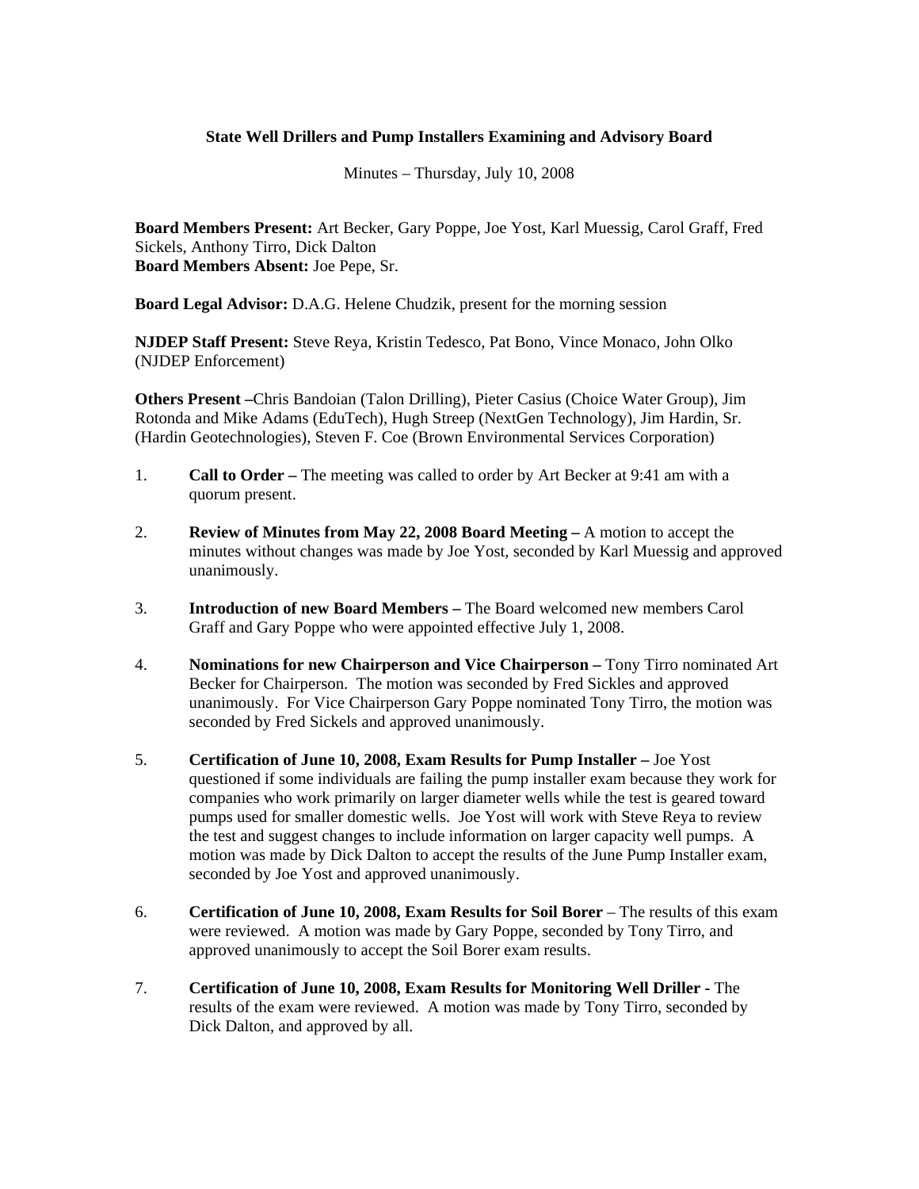**State Well Drillers and Pump Installers Examining and Advisory Board**

Minutes – Thursday, July 10, 2008

**Board Members Present:** Art Becker, Gary Poppe, Joe Yost, Karl Muessig, Carol Graff, Fred Sickels, Anthony Tirro, Dick Dalton
**Board Members Absent:** Joe Pepe, Sr.

**Board Legal Advisor:** D.A.G. Helene Chudzik, present for the morning session

**NJDEP Staff Present:** Steve Reya, Kristin Tedesco, Pat Bono, Vince Monaco, John Olko (NJDEP Enforcement)

**Others Present –**Chris Bandoian (Talon Drilling), Pieter Casius (Choice Water Group), Jim Rotonda and Mike Adams (EduTech), Hugh Streep (NextGen Technology), Jim Hardin, Sr. (Hardin Geotechnologies), Steven F. Coe (Brown Environmental Services Corporation)

1. **Call to Order –** The meeting was called to order by Art Becker at 9:41 am with a quorum present.

2. **Review of Minutes from May 22, 2008 Board Meeting –** A motion to accept the minutes without changes was made by Joe Yost, seconded by Karl Muessig and approved unanimously.

3. **Introduction of new Board Members –** The Board welcomed new members Carol Graff and Gary Poppe who were appointed effective July 1, 2008.

4. **Nominations for new Chairperson and Vice Chairperson –** Tony Tirro nominated Art Becker for Chairperson. The motion was seconded by Fred Sickles and approved unanimously. For Vice Chairperson Gary Poppe nominated Tony Tirro, the motion was seconded by Fred Sickels and approved unanimously.

5. **Certification of June 10, 2008, Exam Results for Pump Installer –** Joe Yost questioned if some individuals are failing the pump installer exam because they work for companies who work primarily on larger diameter wells while the test is geared toward pumps used for smaller domestic wells. Joe Yost will work with Steve Reya to review the test and suggest changes to include information on larger capacity well pumps. A motion was made by Dick Dalton to accept the results of the June Pump Installer exam, seconded by Joe Yost and approved unanimously.

6. **Certification of June 10, 2008, Exam Results for Soil Borer** – The results of this exam were reviewed. A motion was made by Gary Poppe, seconded by Tony Tirro, and approved unanimously to accept the Soil Borer exam results.

7. **Certification of June 10, 2008, Exam Results for Monitoring Well Driller -** The results of the exam were reviewed. A motion was made by Tony Tirro, seconded by Dick Dalton, and approved by all.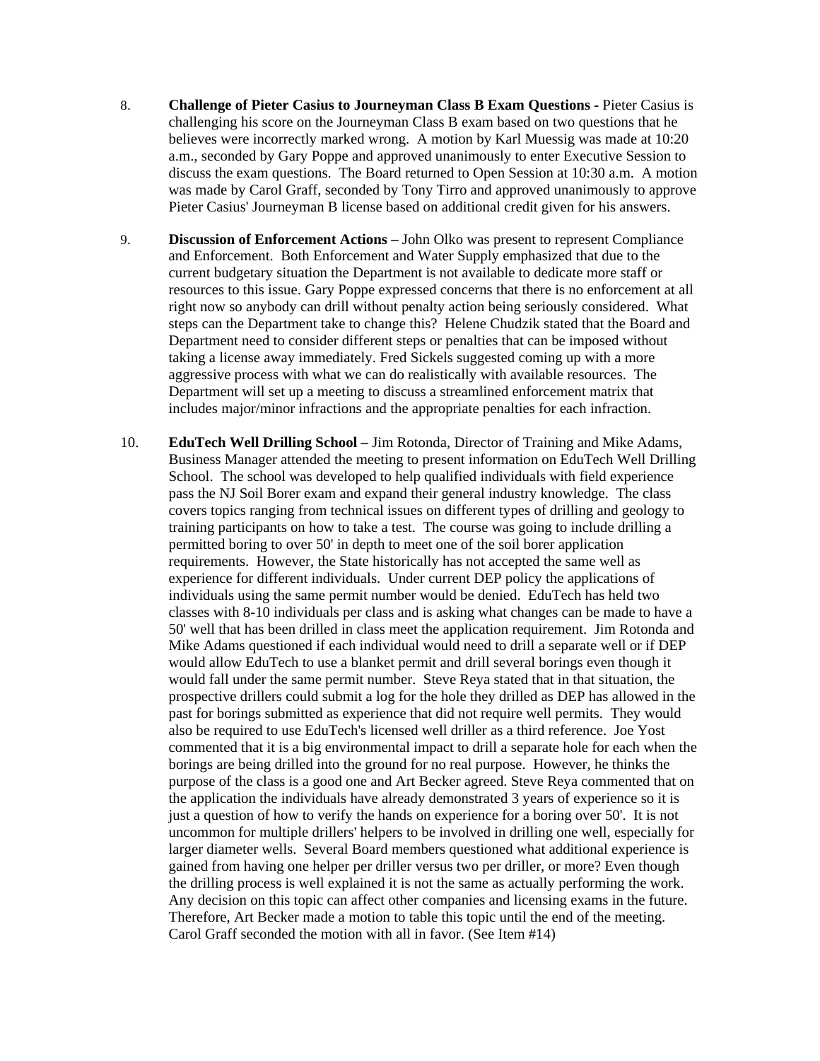8. **Challenge of Pieter Casius to Journeyman Class B Exam Questions -** Pieter Casius is challenging his score on the Journeyman Class B exam based on two questions that he believes were incorrectly marked wrong. A motion by Karl Muessig was made at 10:20 a.m., seconded by Gary Poppe and approved unanimously to enter Executive Session to discuss the exam questions. The Board returned to Open Session at 10:30 a.m. A motion was made by Carol Graff, seconded by Tony Tirro and approved unanimously to approve Pieter Casius' Journeyman B license based on additional credit given for his answers.

9. **Discussion of Enforcement Actions –** John Olko was present to represent Compliance and Enforcement. Both Enforcement and Water Supply emphasized that due to the current budgetary situation the Department is not available to dedicate more staff or resources to this issue. Gary Poppe expressed concerns that there is no enforcement at all right now so anybody can drill without penalty action being seriously considered. What steps can the Department take to change this? Helene Chudzik stated that the Board and Department need to consider different steps or penalties that can be imposed without taking a license away immediately. Fred Sickels suggested coming up with a more aggressive process with what we can do realistically with available resources. The Department will set up a meeting to discuss a streamlined enforcement matrix that includes major/minor infractions and the appropriate penalties for each infraction.

10. **EduTech Well Drilling School –** Jim Rotonda, Director of Training and Mike Adams, Business Manager attended the meeting to present information on EduTech Well Drilling School. The school was developed to help qualified individuals with field experience pass the NJ Soil Borer exam and expand their general industry knowledge. The class covers topics ranging from technical issues on different types of drilling and geology to training participants on how to take a test. The course was going to include drilling a permitted boring to over 50' in depth to meet one of the soil borer application requirements. However, the State historically has not accepted the same well as experience for different individuals. Under current DEP policy the applications of individuals using the same permit number would be denied. EduTech has held two classes with 8-10 individuals per class and is asking what changes can be made to have a 50' well that has been drilled in class meet the application requirement. Jim Rotonda and Mike Adams questioned if each individual would need to drill a separate well or if DEP would allow EduTech to use a blanket permit and drill several borings even though it would fall under the same permit number. Steve Reya stated that in that situation, the prospective drillers could submit a log for the hole they drilled as DEP has allowed in the past for borings submitted as experience that did not require well permits. They would also be required to use EduTech's licensed well driller as a third reference. Joe Yost commented that it is a big environmental impact to drill a separate hole for each when the borings are being drilled into the ground for no real purpose. However, he thinks the purpose of the class is a good one and Art Becker agreed. Steve Reya commented that on the application the individuals have already demonstrated 3 years of experience so it is just a question of how to verify the hands on experience for a boring over 50'. It is not uncommon for multiple drillers' helpers to be involved in drilling one well, especially for larger diameter wells. Several Board members questioned what additional experience is gained from having one helper per driller versus two per driller, or more? Even though the drilling process is well explained it is not the same as actually performing the work. Any decision on this topic can affect other companies and licensing exams in the future. Therefore, Art Becker made a motion to table this topic until the end of the meeting. Carol Graff seconded the motion with all in favor. (See Item #14)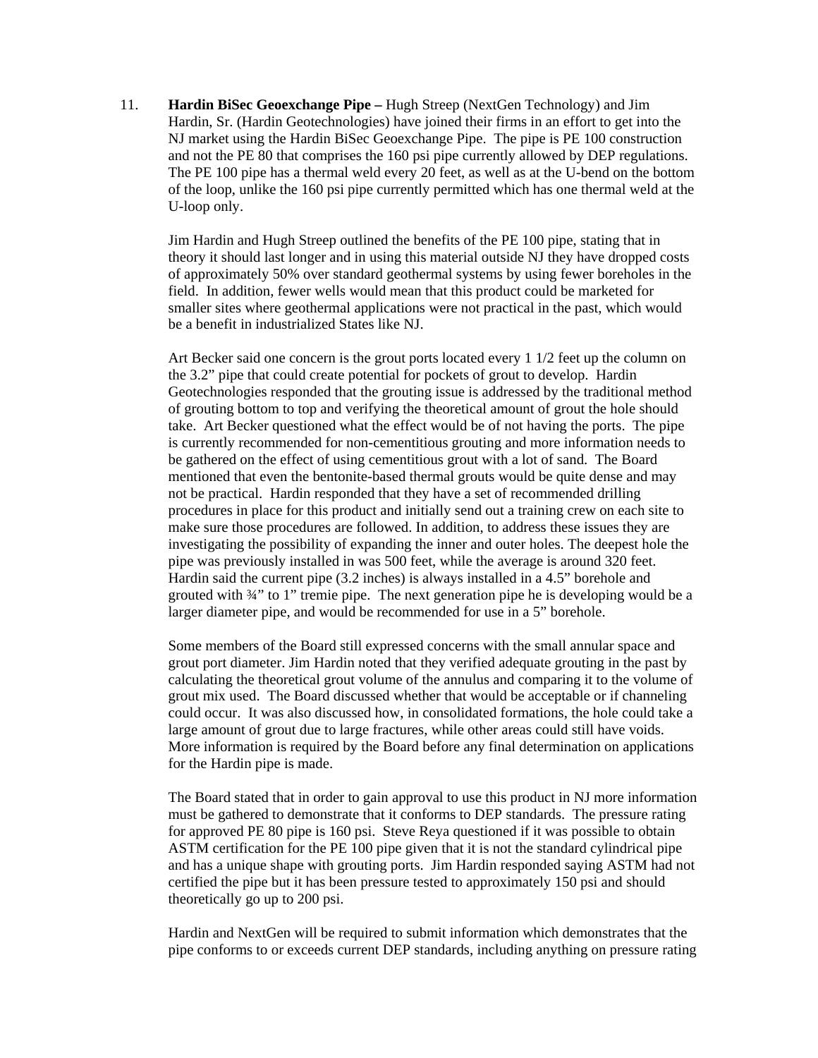11. **Hardin BiSec Geoexchange Pipe –** Hugh Streep (NextGen Technology) and Jim Hardin, Sr. (Hardin Geotechnologies) have joined their firms in an effort to get into the NJ market using the Hardin BiSec Geoexchange Pipe. The pipe is PE 100 construction and not the PE 80 that comprises the 160 psi pipe currently allowed by DEP regulations. The PE 100 pipe has a thermal weld every 20 feet, as well as at the U-bend on the bottom of the loop, unlike the 160 psi pipe currently permitted which has one thermal weld at the U-loop only.

    Jim Hardin and Hugh Streep outlined the benefits of the PE 100 pipe, stating that in theory it should last longer and in using this material outside NJ they have dropped costs of approximately 50% over standard geothermal systems by using fewer boreholes in the field. In addition, fewer wells would mean that this product could be marketed for smaller sites where geothermal applications were not practical in the past, which would be a benefit in industrialized States like NJ.

    Art Becker said one concern is the grout ports located every 1 1/2 feet up the column on the 3.2" pipe that could create potential for pockets of grout to develop. Hardin Geotechnologies responded that the grouting issue is addressed by the traditional method of grouting bottom to top and verifying the theoretical amount of grout the hole should take. Art Becker questioned what the effect would be of not having the ports. The pipe is currently recommended for non-cementitious grouting and more information needs to be gathered on the effect of using cementitious grout with a lot of sand. The Board mentioned that even the bentonite-based thermal grouts would be quite dense and may not be practical. Hardin responded that they have a set of recommended drilling procedures in place for this product and initially send out a training crew on each site to make sure those procedures are followed. In addition, to address these issues they are investigating the possibility of expanding the inner and outer holes. The deepest hole the pipe was previously installed in was 500 feet, while the average is around 320 feet. Hardin said the current pipe (3.2 inches) is always installed in a 4.5" borehole and grouted with ¾" to 1" tremie pipe. The next generation pipe he is developing would be a larger diameter pipe, and would be recommended for use in a 5" borehole.

    Some members of the Board still expressed concerns with the small annular space and grout port diameter. Jim Hardin noted that they verified adequate grouting in the past by calculating the theoretical grout volume of the annulus and comparing it to the volume of grout mix used. The Board discussed whether that would be acceptable or if channeling could occur. It was also discussed how, in consolidated formations, the hole could take a large amount of grout due to large fractures, while other areas could still have voids. More information is required by the Board before any final determination on applications for the Hardin pipe is made.

    The Board stated that in order to gain approval to use this product in NJ more information must be gathered to demonstrate that it conforms to DEP standards. The pressure rating for approved PE 80 pipe is 160 psi. Steve Reya questioned if it was possible to obtain ASTM certification for the PE 100 pipe given that it is not the standard cylindrical pipe and has a unique shape with grouting ports. Jim Hardin responded saying ASTM had not certified the pipe but it has been pressure tested to approximately 150 psi and should theoretically go up to 200 psi.

    Hardin and NextGen will be required to submit information which demonstrates that the pipe conforms to or exceeds current DEP standards, including anything on pressure rating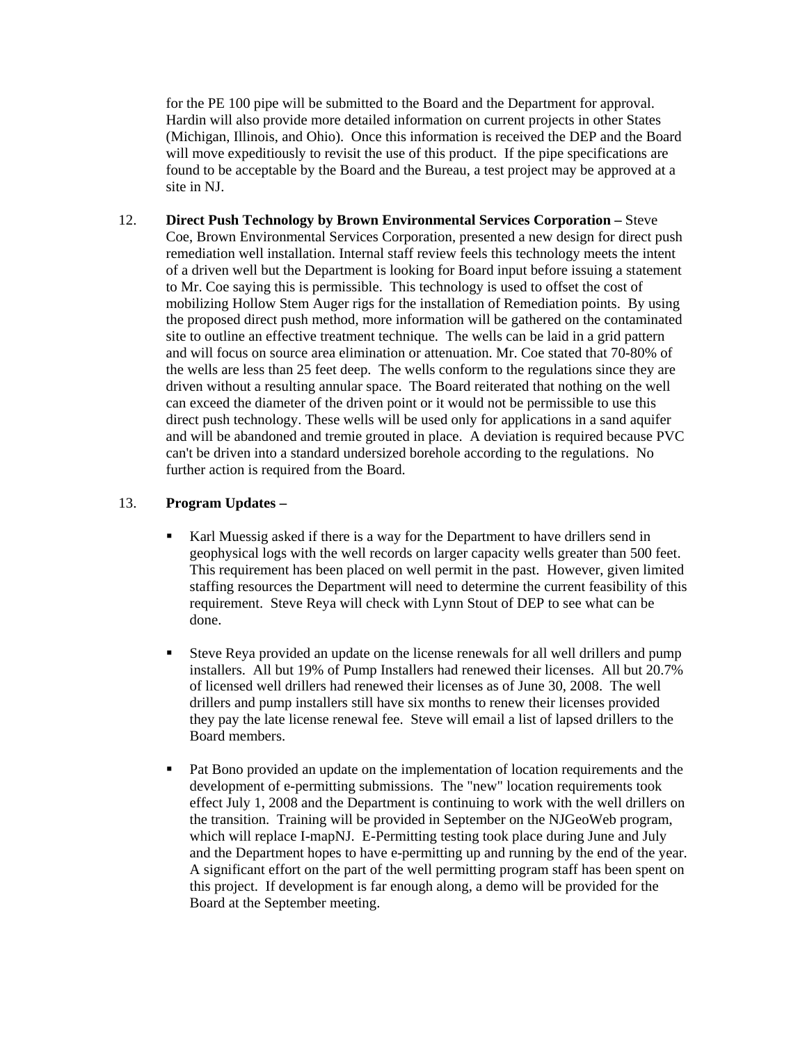for the PE 100 pipe will be submitted to the Board and the Department for approval. Hardin will also provide more detailed information on current projects in other States (Michigan, Illinois, and Ohio). Once this information is received the DEP and the Board will move expeditiously to revisit the use of this product. If the pipe specifications are found to be acceptable by the Board and the Bureau, a test project may be approved at a site in NJ.

12. **Direct Push Technology by Brown Environmental Services Corporation –** Steve Coe, Brown Environmental Services Corporation, presented a new design for direct push remediation well installation. Internal staff review feels this technology meets the intent of a driven well but the Department is looking for Board input before issuing a statement to Mr. Coe saying this is permissible. This technology is used to offset the cost of mobilizing Hollow Stem Auger rigs for the installation of Remediation points. By using the proposed direct push method, more information will be gathered on the contaminated site to outline an effective treatment technique. The wells can be laid in a grid pattern and will focus on source area elimination or attenuation. Mr. Coe stated that 70-80% of the wells are less than 25 feet deep. The wells conform to the regulations since they are driven without a resulting annular space. The Board reiterated that nothing on the well can exceed the diameter of the driven point or it would not be permissible to use this direct push technology. These wells will be used only for applications in a sand aquifer and will be abandoned and tremie grouted in place. A deviation is required because PVC can't be driven into a standard undersized borehole according to the regulations. No further action is required from the Board.

13. **Program Updates –**

   - Karl Muessig asked if there is a way for the Department to have drillers send in geophysical logs with the well records on larger capacity wells greater than 500 feet. This requirement has been placed on well permit in the past. However, given limited staffing resources the Department will need to determine the current feasibility of this requirement. Steve Reya will check with Lynn Stout of DEP to see what can be done.

   - Steve Reya provided an update on the license renewals for all well drillers and pump installers. All but 19% of Pump Installers had renewed their licenses. All but 20.7% of licensed well drillers had renewed their licenses as of June 30, 2008. The well drillers and pump installers still have six months to renew their licenses provided they pay the late license renewal fee. Steve will email a list of lapsed drillers to the Board members.

   - Pat Bono provided an update on the implementation of location requirements and the development of e-permitting submissions. The "new" location requirements took effect July 1, 2008 and the Department is continuing to work with the well drillers on the transition. Training will be provided in September on the NJGeoWeb program, which will replace I-mapNJ. E-Permitting testing took place during June and July and the Department hopes to have e-permitting up and running by the end of the year. A significant effort on the part of the well permitting program staff has been spent on this project. If development is far enough along, a demo will be provided for the Board at the September meeting.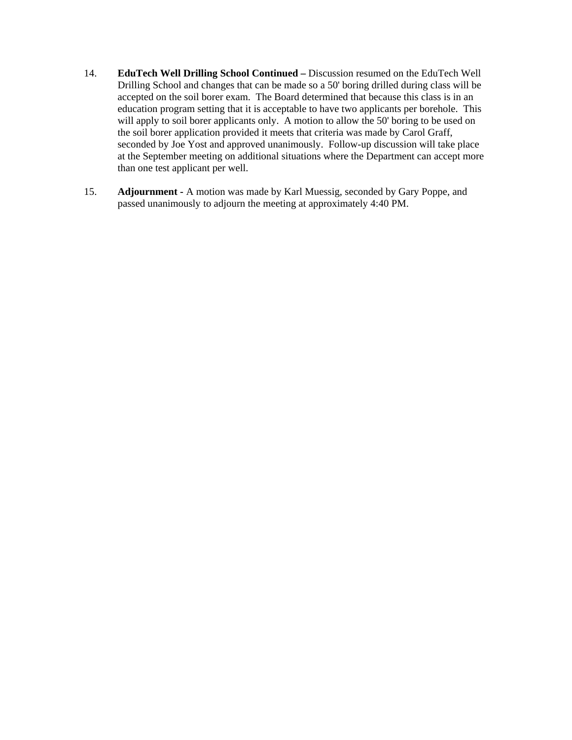14. **EduTech Well Drilling School Continued –** Discussion resumed on the EduTech Well Drilling School and changes that can be made so a 50' boring drilled during class will be accepted on the soil borer exam. The Board determined that because this class is in an education program setting that it is acceptable to have two applicants per borehole. This will apply to soil borer applicants only. A motion to allow the 50' boring to be used on the soil borer application provided it meets that criteria was made by Carol Graff, seconded by Joe Yost and approved unanimously. Follow-up discussion will take place at the September meeting on additional situations where the Department can accept more than one test applicant per well.

15. **Adjournment -** A motion was made by Karl Muessig, seconded by Gary Poppe, and passed unanimously to adjourn the meeting at approximately 4:40 PM.